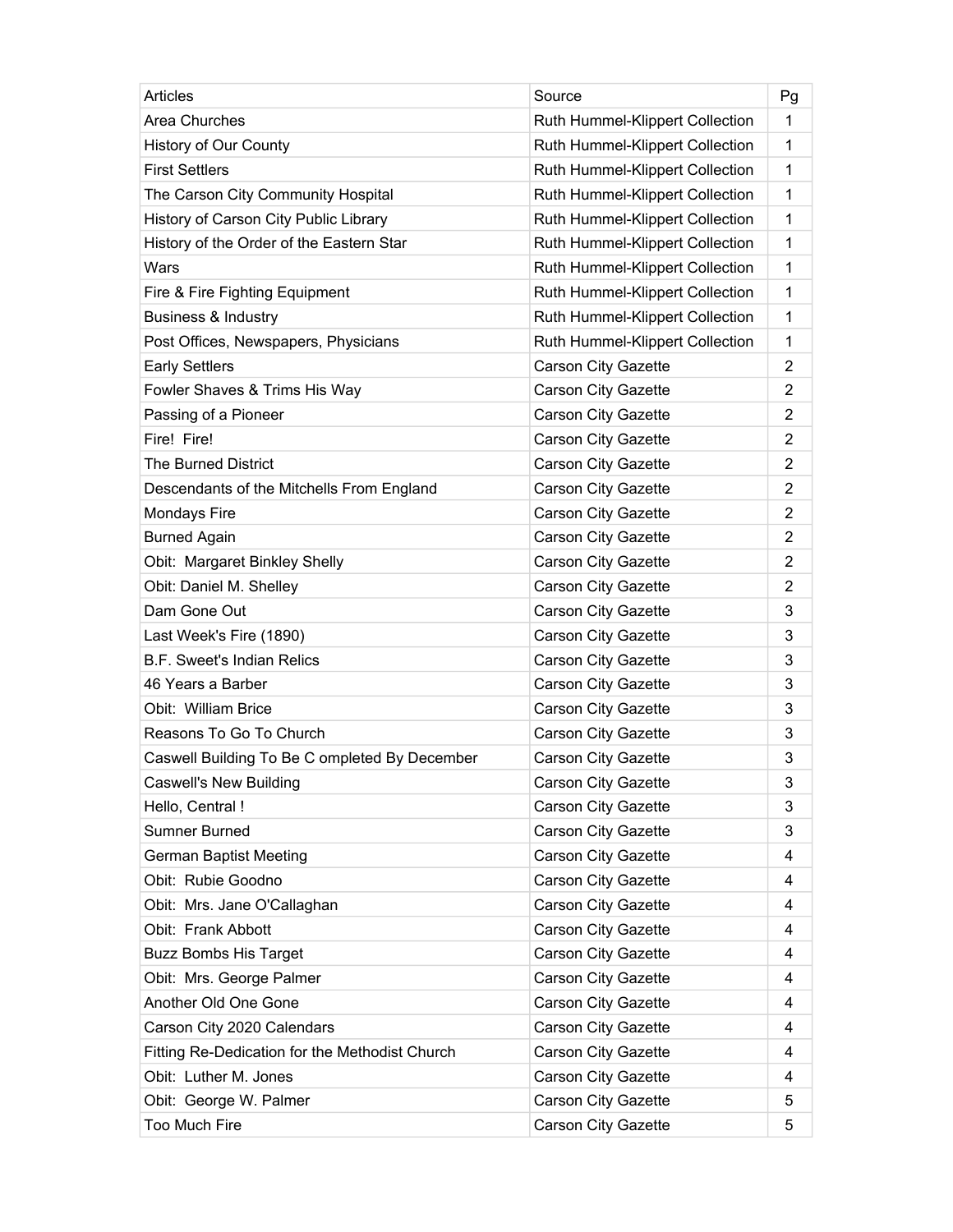| Articles | Source | Pg |
|---|---|---|
| Area Churches | Ruth Hummel-Klippert Collection | 1 |
| History of Our County | Ruth Hummel-Klippert Collection | 1 |
| First Settlers | Ruth Hummel-Klippert Collection | 1 |
| The Carson City Community Hospital | Ruth Hummel-Klippert Collection | 1 |
| History of Carson City Public Library | Ruth Hummel-Klippert Collection | 1 |
| History of the Order of the Eastern Star | Ruth Hummel-Klippert Collection | 1 |
| Wars | Ruth Hummel-Klippert Collection | 1 |
| Fire & Fire Fighting Equipment | Ruth Hummel-Klippert Collection | 1 |
| Business & Industry | Ruth Hummel-Klippert Collection | 1 |
| Post Offices, Newspapers, Physicians | Ruth Hummel-Klippert Collection | 1 |
| Early Settlers | Carson City Gazette | 2 |
| Fowler Shaves & Trims His Way | Carson City Gazette | 2 |
| Passing of a Pioneer | Carson City Gazette | 2 |
| Fire!  Fire! | Carson City Gazette | 2 |
| The Burned District | Carson City Gazette | 2 |
| Descendants of the Mitchells From England | Carson City Gazette | 2 |
| Mondays Fire | Carson City Gazette | 2 |
| Burned Again | Carson City Gazette | 2 |
| Obit:  Margaret Binkley Shelly | Carson City Gazette | 2 |
| Obit: Daniel M. Shelley | Carson City Gazette | 2 |
| Dam Gone Out | Carson City Gazette | 3 |
| Last Week's Fire (1890) | Carson City Gazette | 3 |
| B.F. Sweet's Indian Relics | Carson City Gazette | 3 |
| 46 Years a Barber | Carson City Gazette | 3 |
| Obit:  William Brice | Carson City Gazette | 3 |
| Reasons To Go To Church | Carson City Gazette | 3 |
| Caswell Building To Be C ompleted By December | Carson City Gazette | 3 |
| Caswell's New Building | Carson City Gazette | 3 |
| Hello, Central ! | Carson City Gazette | 3 |
| Sumner Burned | Carson City Gazette | 3 |
| German Baptist Meeting | Carson City Gazette | 4 |
| Obit:  Rubie Goodno | Carson City Gazette | 4 |
| Obit:  Mrs. Jane O'Callaghan | Carson City Gazette | 4 |
| Obit:  Frank Abbott | Carson City Gazette | 4 |
| Buzz Bombs His Target | Carson City Gazette | 4 |
| Obit:  Mrs. George Palmer | Carson City Gazette | 4 |
| Another Old One Gone | Carson City Gazette | 4 |
| Carson City 2020 Calendars | Carson City Gazette | 4 |
| Fitting Re-Dedication for the Methodist Church | Carson City Gazette | 4 |
| Obit:  Luther M. Jones | Carson City Gazette | 4 |
| Obit:  George W. Palmer | Carson City Gazette | 5 |
| Too Much Fire | Carson City Gazette | 5 |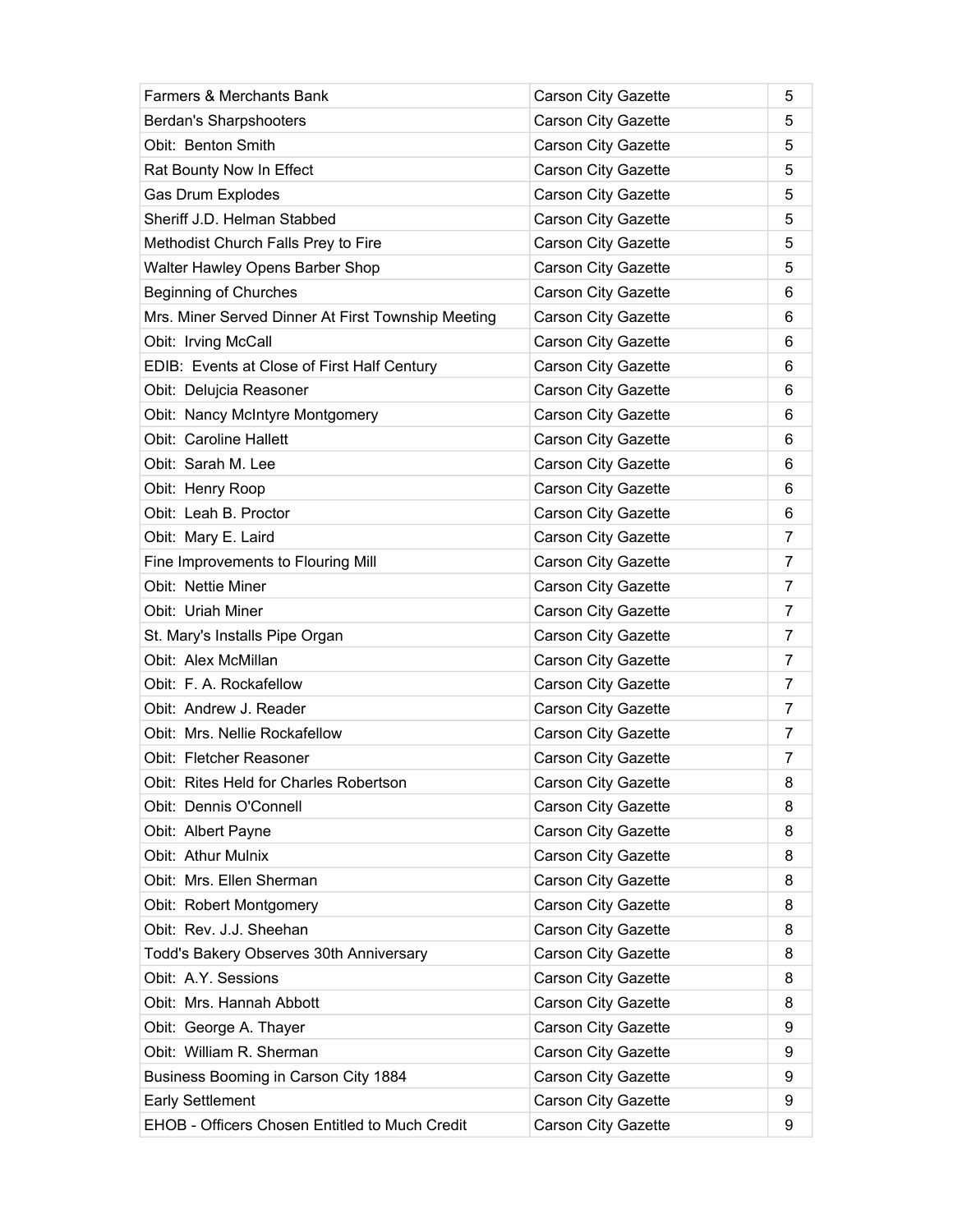| Farmers & Merchants Bank | Carson City Gazette | 5 |
|---|---|---|
| Berdan's Sharpshooters | Carson City Gazette | 5 |
| Obit: Benton Smith | Carson City Gazette | 5 |
| Rat Bounty Now In Effect | Carson City Gazette | 5 |
| Gas Drum Explodes | Carson City Gazette | 5 |
| Sheriff J.D. Helman Stabbed | Carson City Gazette | 5 |
| Methodist Church Falls Prey to Fire | Carson City Gazette | 5 |
| Walter Hawley Opens Barber Shop | Carson City Gazette | 5 |
| Beginning of Churches | Carson City Gazette | 6 |
| Mrs. Miner Served Dinner At First Township Meeting | Carson City Gazette | 6 |
| Obit: Irving McCall | Carson City Gazette | 6 |
| EDIB: Events at Close of First Half Century | Carson City Gazette | 6 |
| Obit: Delujcia Reasoner | Carson City Gazette | 6 |
| Obit: Nancy McIntyre Montgomery | Carson City Gazette | 6 |
| Obit: Caroline Hallett | Carson City Gazette | 6 |
| Obit: Sarah M. Lee | Carson City Gazette | 6 |
| Obit: Henry Roop | Carson City Gazette | 6 |
| Obit: Leah B. Proctor | Carson City Gazette | 6 |
| Obit: Mary E. Laird | Carson City Gazette | 7 |
| Fine Improvements to Flouring Mill | Carson City Gazette | 7 |
| Obit: Nettie Miner | Carson City Gazette | 7 |
| Obit: Uriah Miner | Carson City Gazette | 7 |
| St. Mary's Installs Pipe Organ | Carson City Gazette | 7 |
| Obit: Alex McMillan | Carson City Gazette | 7 |
| Obit: F. A. Rockafellow | Carson City Gazette | 7 |
| Obit: Andrew J. Reader | Carson City Gazette | 7 |
| Obit: Mrs. Nellie Rockafellow | Carson City Gazette | 7 |
| Obit: Fletcher Reasoner | Carson City Gazette | 7 |
| Obit: Rites Held for Charles Robertson | Carson City Gazette | 8 |
| Obit: Dennis O'Connell | Carson City Gazette | 8 |
| Obit: Albert Payne | Carson City Gazette | 8 |
| Obit: Athur Mulnix | Carson City Gazette | 8 |
| Obit: Mrs. Ellen Sherman | Carson City Gazette | 8 |
| Obit: Robert Montgomery | Carson City Gazette | 8 |
| Obit: Rev. J.J. Sheehan | Carson City Gazette | 8 |
| Todd's Bakery Observes 30th Anniversary | Carson City Gazette | 8 |
| Obit: A.Y. Sessions | Carson City Gazette | 8 |
| Obit: Mrs. Hannah Abbott | Carson City Gazette | 8 |
| Obit: George A. Thayer | Carson City Gazette | 9 |
| Obit: William R. Sherman | Carson City Gazette | 9 |
| Business Booming in Carson City 1884 | Carson City Gazette | 9 |
| Early Settlement | Carson City Gazette | 9 |
| EHOB - Officers Chosen Entitled to Much Credit | Carson City Gazette | 9 |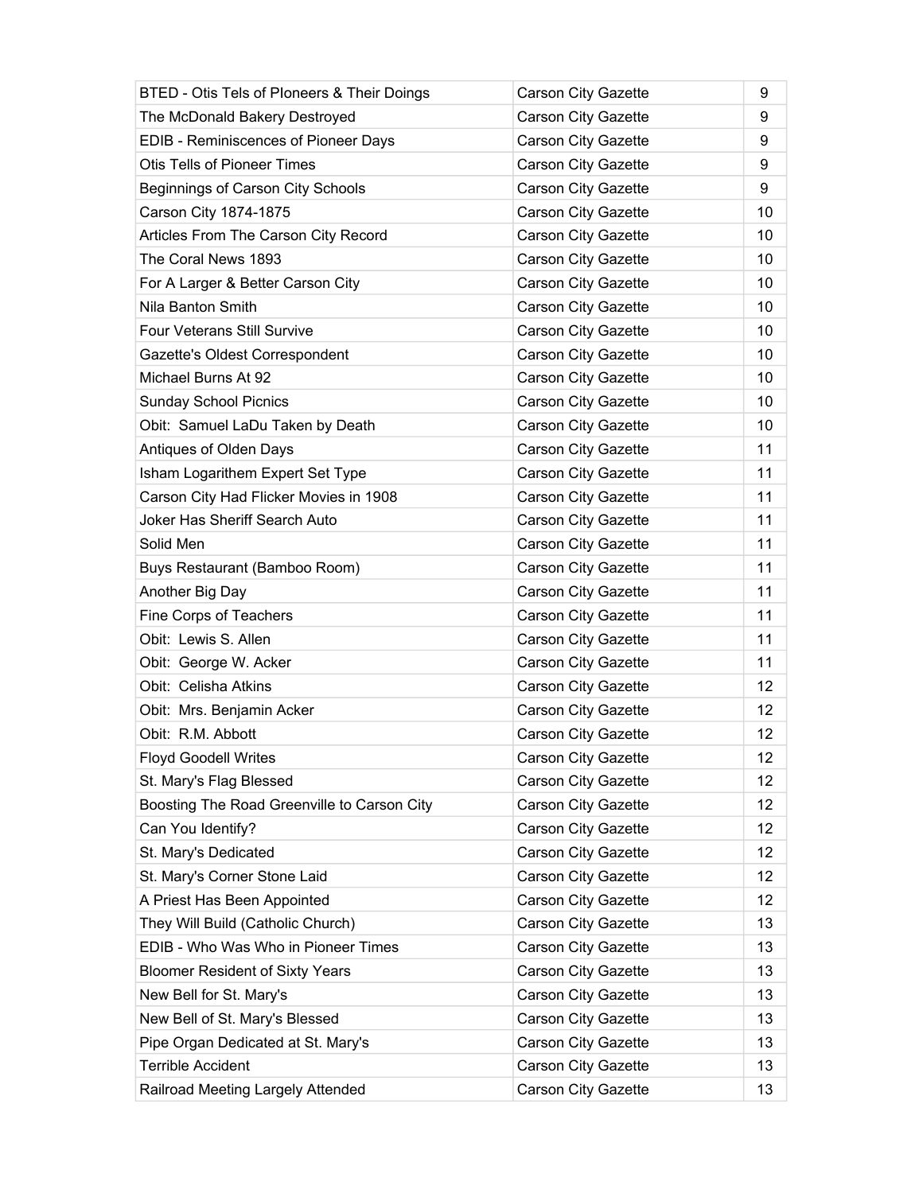| | | |
|---|---|---|
| BTED - Otis Tels of PIoneers & Their Doings | Carson City Gazette | 9 |
| The McDonald Bakery Destroyed | Carson City Gazette | 9 |
| EDIB - Reminiscences of Pioneer Days | Carson City Gazette | 9 |
| Otis Tells of Pioneer Times | Carson City Gazette | 9 |
| Beginnings of Carson City Schools | Carson City Gazette | 9 |
| Carson City 1874-1875 | Carson City Gazette | 10 |
| Articles From The Carson City Record | Carson City Gazette | 10 |
| The Coral News 1893 | Carson City Gazette | 10 |
| For A Larger & Better Carson City | Carson City Gazette | 10 |
| Nila Banton Smith | Carson City Gazette | 10 |
| Four Veterans Still Survive | Carson City Gazette | 10 |
| Gazette's Oldest Correspondent | Carson City Gazette | 10 |
| Michael Burns At 92 | Carson City Gazette | 10 |
| Sunday School Picnics | Carson City Gazette | 10 |
| Obit: Samuel LaDu Taken by Death | Carson City Gazette | 10 |
| Antiques of Olden Days | Carson City Gazette | 11 |
| Isham Logarithem Expert Set Type | Carson City Gazette | 11 |
| Carson City Had Flicker Movies in 1908 | Carson City Gazette | 11 |
| Joker Has Sheriff Search Auto | Carson City Gazette | 11 |
| Solid Men | Carson City Gazette | 11 |
| Buys Restaurant (Bamboo Room) | Carson City Gazette | 11 |
| Another Big Day | Carson City Gazette | 11 |
| Fine Corps of Teachers | Carson City Gazette | 11 |
| Obit: Lewis S. Allen | Carson City Gazette | 11 |
| Obit: George W. Acker | Carson City Gazette | 11 |
| Obit: Celisha Atkins | Carson City Gazette | 12 |
| Obit: Mrs. Benjamin Acker | Carson City Gazette | 12 |
| Obit: R.M. Abbott | Carson City Gazette | 12 |
| Floyd Goodell Writes | Carson City Gazette | 12 |
| St. Mary's Flag Blessed | Carson City Gazette | 12 |
| Boosting The Road Greenville to Carson City | Carson City Gazette | 12 |
| Can You Identify? | Carson City Gazette | 12 |
| St. Mary's Dedicated | Carson City Gazette | 12 |
| St. Mary's Corner Stone Laid | Carson City Gazette | 12 |
| A Priest Has Been Appointed | Carson City Gazette | 12 |
| They Will Build (Catholic Church) | Carson City Gazette | 13 |
| EDIB - Who Was Who in Pioneer Times | Carson City Gazette | 13 |
| Bloomer Resident of Sixty Years | Carson City Gazette | 13 |
| New Bell for St. Mary's | Carson City Gazette | 13 |
| New Bell of St. Mary's Blessed | Carson City Gazette | 13 |
| Pipe Organ Dedicated at St. Mary's | Carson City Gazette | 13 |
| Terrible Accident | Carson City Gazette | 13 |
| Railroad Meeting Largely Attended | Carson City Gazette | 13 |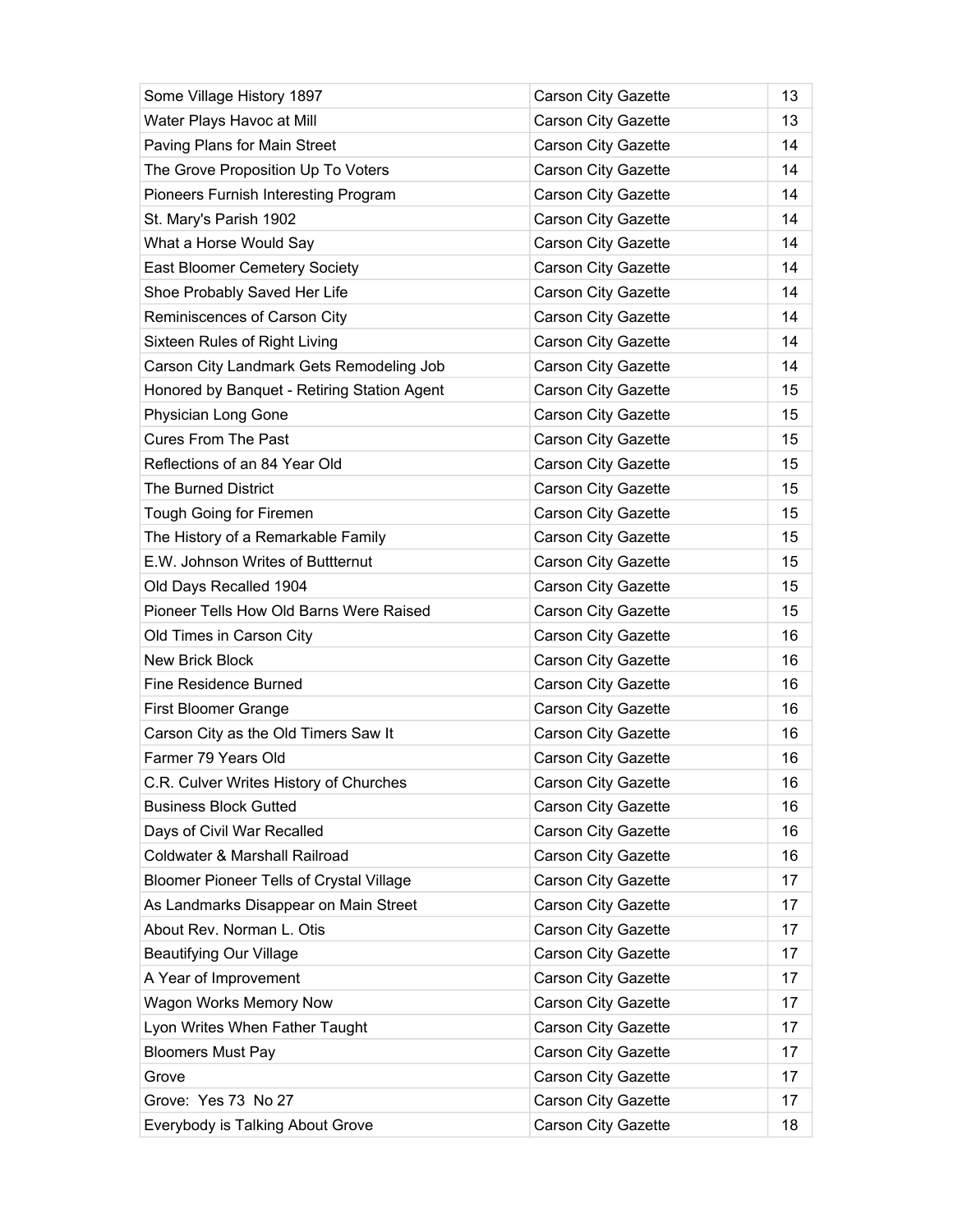| | | |
|---|---|---|
| Some Village History 1897 | Carson City Gazette | 13 |
| Water Plays Havoc at Mill | Carson City Gazette | 13 |
| Paving Plans for Main Street | Carson City Gazette | 14 |
| The Grove Proposition Up To Voters | Carson City Gazette | 14 |
| Pioneers Furnish Interesting Program | Carson City Gazette | 14 |
| St. Mary's Parish 1902 | Carson City Gazette | 14 |
| What a Horse Would Say | Carson City Gazette | 14 |
| East Bloomer Cemetery Society | Carson City Gazette | 14 |
| Shoe Probably Saved Her Life | Carson City Gazette | 14 |
| Reminiscences of Carson City | Carson City Gazette | 14 |
| Sixteen Rules of Right Living | Carson City Gazette | 14 |
| Carson City Landmark Gets Remodeling Job | Carson City Gazette | 14 |
| Honored by Banquet - Retiring Station Agent | Carson City Gazette | 15 |
| Physician Long Gone | Carson City Gazette | 15 |
| Cures From The Past | Carson City Gazette | 15 |
| Reflections of an 84 Year Old | Carson City Gazette | 15 |
| The Burned District | Carson City Gazette | 15 |
| Tough Going for Firemen | Carson City Gazette | 15 |
| The History of a Remarkable Family | Carson City Gazette | 15 |
| E.W. Johnson Writes of Buttternut | Carson City Gazette | 15 |
| Old Days Recalled 1904 | Carson City Gazette | 15 |
| Pioneer Tells How Old Barns Were Raised | Carson City Gazette | 15 |
| Old Times in Carson City | Carson City Gazette | 16 |
| New Brick Block | Carson City Gazette | 16 |
| Fine Residence Burned | Carson City Gazette | 16 |
| First Bloomer Grange | Carson City Gazette | 16 |
| Carson City as the Old Timers Saw It | Carson City Gazette | 16 |
| Farmer 79 Years Old | Carson City Gazette | 16 |
| C.R. Culver Writes History of Churches | Carson City Gazette | 16 |
| Business Block Gutted | Carson City Gazette | 16 |
| Days of Civil War Recalled | Carson City Gazette | 16 |
| Coldwater & Marshall Railroad | Carson City Gazette | 16 |
| Bloomer Pioneer Tells of Crystal Village | Carson City Gazette | 17 |
| As Landmarks Disappear on Main Street | Carson City Gazette | 17 |
| About Rev. Norman L. Otis | Carson City Gazette | 17 |
| Beautifying Our Village | Carson City Gazette | 17 |
| A Year of Improvement | Carson City Gazette | 17 |
| Wagon Works Memory Now | Carson City Gazette | 17 |
| Lyon Writes When Father Taught | Carson City Gazette | 17 |
| Bloomers Must Pay | Carson City Gazette | 17 |
| Grove | Carson City Gazette | 17 |
| Grove: Yes 73 No 27 | Carson City Gazette | 17 |
| Everybody is Talking About Grove | Carson City Gazette | 18 |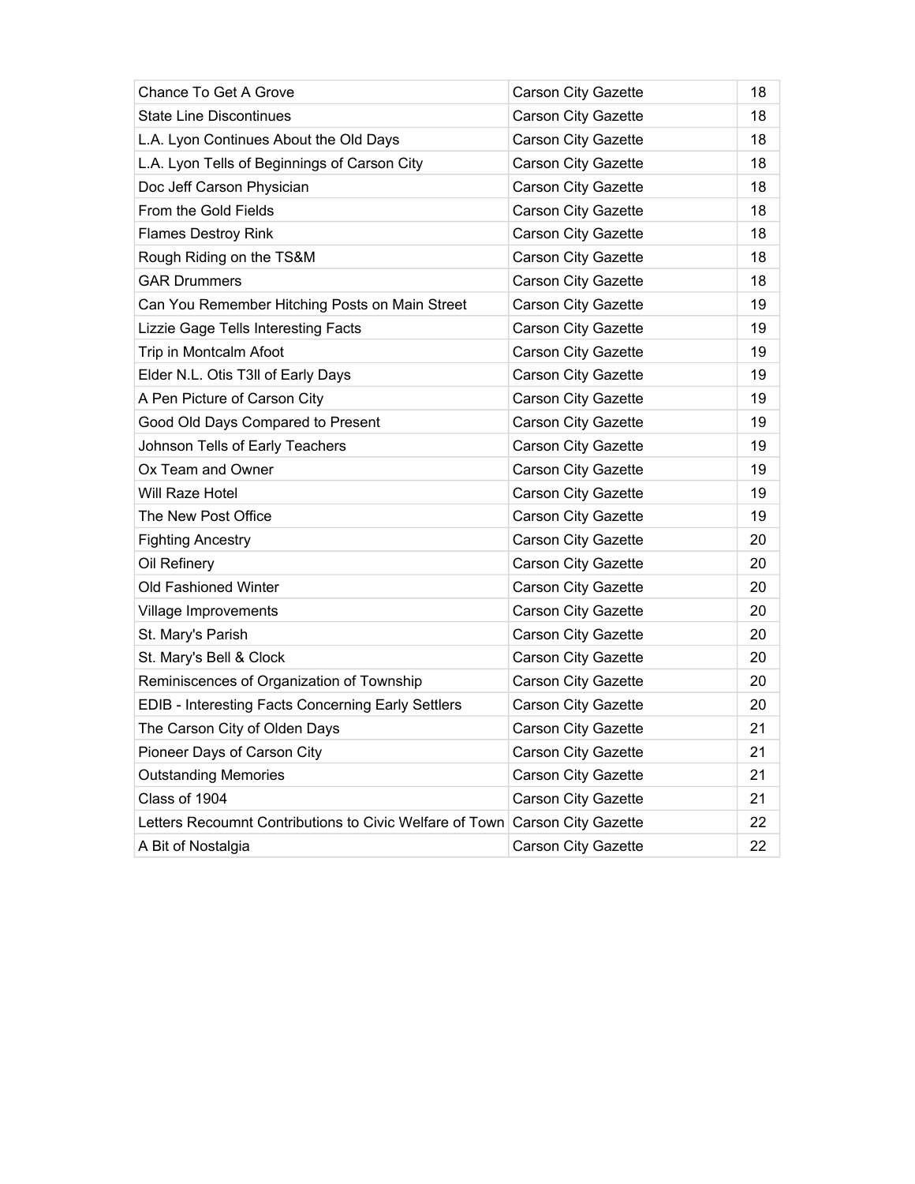| | | |
|---|---|---|
| Chance To Get A Grove | Carson City Gazette | 18 |
| State Line Discontinues | Carson City Gazette | 18 |
| L.A. Lyon Continues About the Old Days | Carson City Gazette | 18 |
| L.A. Lyon Tells of Beginnings of Carson City | Carson City Gazette | 18 |
| Doc Jeff Carson Physician | Carson City Gazette | 18 |
| From the Gold Fields | Carson City Gazette | 18 |
| Flames Destroy Rink | Carson City Gazette | 18 |
| Rough Riding on the TS&M | Carson City Gazette | 18 |
| GAR Drummers | Carson City Gazette | 18 |
| Can You Remember Hitching Posts on Main Street | Carson City Gazette | 19 |
| Lizzie Gage Tells Interesting Facts | Carson City Gazette | 19 |
| Trip in Montcalm Afoot | Carson City Gazette | 19 |
| Elder N.L. Otis T3ll of Early Days | Carson City Gazette | 19 |
| A Pen Picture of Carson City | Carson City Gazette | 19 |
| Good Old Days Compared to Present | Carson City Gazette | 19 |
| Johnson Tells of Early Teachers | Carson City Gazette | 19 |
| Ox Team and Owner | Carson City Gazette | 19 |
| Will Raze Hotel | Carson City Gazette | 19 |
| The New Post Office | Carson City Gazette | 19 |
| Fighting Ancestry | Carson City Gazette | 20 |
| Oil Refinery | Carson City Gazette | 20 |
| Old Fashioned Winter | Carson City Gazette | 20 |
| Village Improvements | Carson City Gazette | 20 |
| St. Mary's Parish | Carson City Gazette | 20 |
| St. Mary's Bell & Clock | Carson City Gazette | 20 |
| Reminiscences of Organization of Township | Carson City Gazette | 20 |
| EDIB - Interesting Facts Concerning Early Settlers | Carson City Gazette | 20 |
| The Carson City of Olden Days | Carson City Gazette | 21 |
| Pioneer Days of Carson City | Carson City Gazette | 21 |
| Outstanding Memories | Carson City Gazette | 21 |
| Class of 1904 | Carson City Gazette | 21 |
| Letters Recoumnt Contributions to Civic Welfare of Town | Carson City Gazette | 22 |
| A Bit of Nostalgia | Carson City Gazette | 22 |